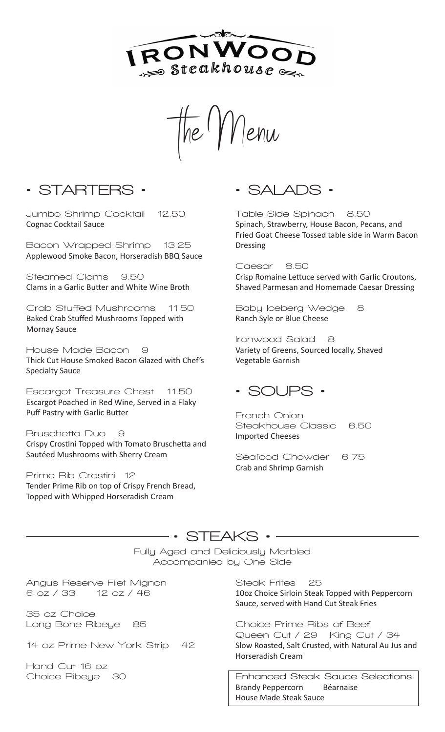# IRONWOOD Steakhouse

## The Menu

## • STARTERS •

**Jumbo Shrimp Cocktail 12.50**
Cognac Cocktail Sauce

**Bacon Wrapped Shrimp 13.25**
Applewood Smoke Bacon, Horseradish BBQ Sauce

**Steamed Clams 9.50**
Clams in a Garlic Butter and White Wine Broth

**Crab Stuffed Mushrooms 11.50**
Baked Crab Stuffed Mushrooms Topped with Mornay Sauce

**House Made Bacon 9**
Thick Cut House Smoked Bacon Glazed with Chef's Specialty Sauce

**Escargot Treasure Chest 11.50**
Escargot Poached in Red Wine, Served in a Flaky Puff Pastry with Garlic Butter

**Bruschetta Duo 9**
Crispy Crostini Topped with Tomato Bruschetta and Sautéed Mushrooms with Sherry Cream

**Prime Rib Crostini 12**
Tender Prime Rib on top of Crispy French Bread, Topped with Whipped Horseradish Cream

## • SALADS •

**Table Side Spinach 8.50**
Spinach, Strawberry, House Bacon, Pecans, and Fried Goat Cheese Tossed table side in Warm Bacon Dressing

**Caesar 8.50**
Crisp Romaine Lettuce served with Garlic Croutons, Shaved Parmesan and Homemade Caesar Dressing

**Baby Iceberg Wedge 8**
Ranch Syle or Blue Cheese

**Ironwood Salad 8**
Variety of Greens, Sourced locally, Shaved Vegetable Garnish

## • SOUPS •

**French Onion Steakhouse Classic 6.50**
Imported Cheeses

**Seafood Chowder 6.75**
Crab and Shrimp Garnish

## • STEAKS •

Fully Aged and Deliciously Marbled
Accompanied by One Side

**Angus Reserve Filet Mignon**
6 oz / 33 12 oz / 46

**35 oz Choice Long Bone Ribeye 85**

**14 oz Prime New York Strip 42**

**Hand Cut 16 oz Choice Ribeye 30**

**Steak Frites 25**
10oz Choice Sirloin Steak Topped with Peppercorn Sauce, served with Hand Cut Steak Fries

**Choice Prime Ribs of Beef**
Queen Cut / 29 King Cut / 34
Slow Roasted, Salt Crusted, with Natural Au Jus and Horseradish Cream

**Enhanced Steak Sauce Selections**
Brandy Peppercorn Béarnaise
House Made Steak Sauce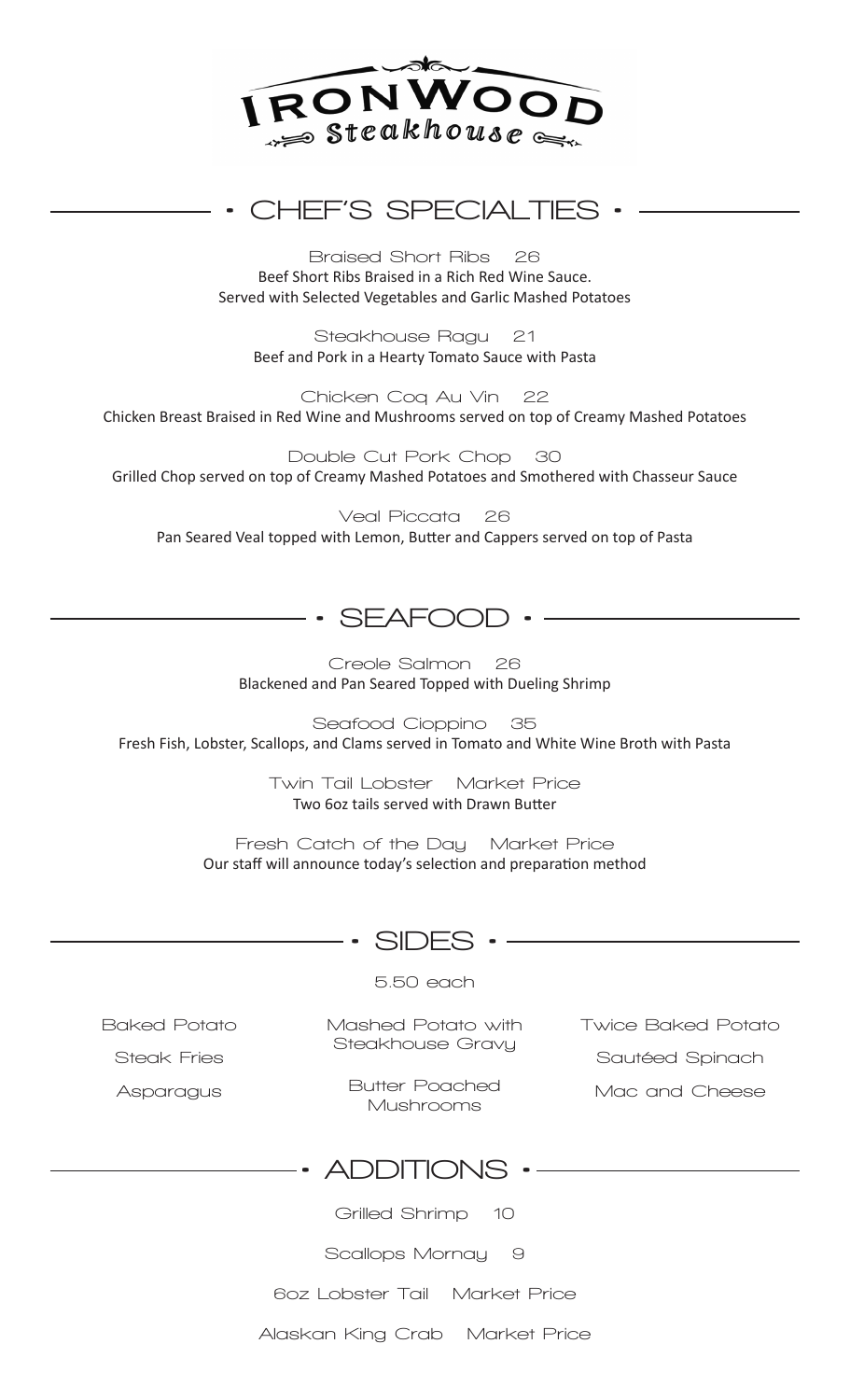# IRONWOOD Steakhouse

## • CHEF'S SPECIALTIES •

Braised Short Ribs 26
Beef Short Ribs Braised in a Rich Red Wine Sauce.
Served with Selected Vegetables and Garlic Mashed Potatoes

Steakhouse Ragu 21
Beef and Pork in a Hearty Tomato Sauce with Pasta

Chicken Coq Au Vin 22
Chicken Breast Braised in Red Wine and Mushrooms served on top of Creamy Mashed Potatoes

Double Cut Pork Chop 30
Grilled Chop served on top of Creamy Mashed Potatoes and Smothered with Chasseur Sauce

Veal Piccata 26
Pan Seared Veal topped with Lemon, Butter and Cappers served on top of Pasta

## • SEAFOOD •

Creole Salmon 26
Blackened and Pan Seared Topped with Dueling Shrimp

Seafood Cioppino 35
Fresh Fish, Lobster, Scallops, and Clams served in Tomato and White Wine Broth with Pasta

Twin Tail Lobster Market Price
Two 6oz tails served with Drawn Butter

Fresh Catch of the Day Market Price
Our staff will announce today's selection and preparation method

## • SIDES •

5.50 each

Baked Potato
Steak Fries
Asparagus

Mashed Potato with Steakhouse Gravy
Butter Poached Mushrooms

Twice Baked Potato
Sautéed Spinach
Mac and Cheese

## • ADDITIONS •

Grilled Shrimp 10

Scallops Mornay 9

6oz Lobster Tail Market Price

Alaskan King Crab Market Price